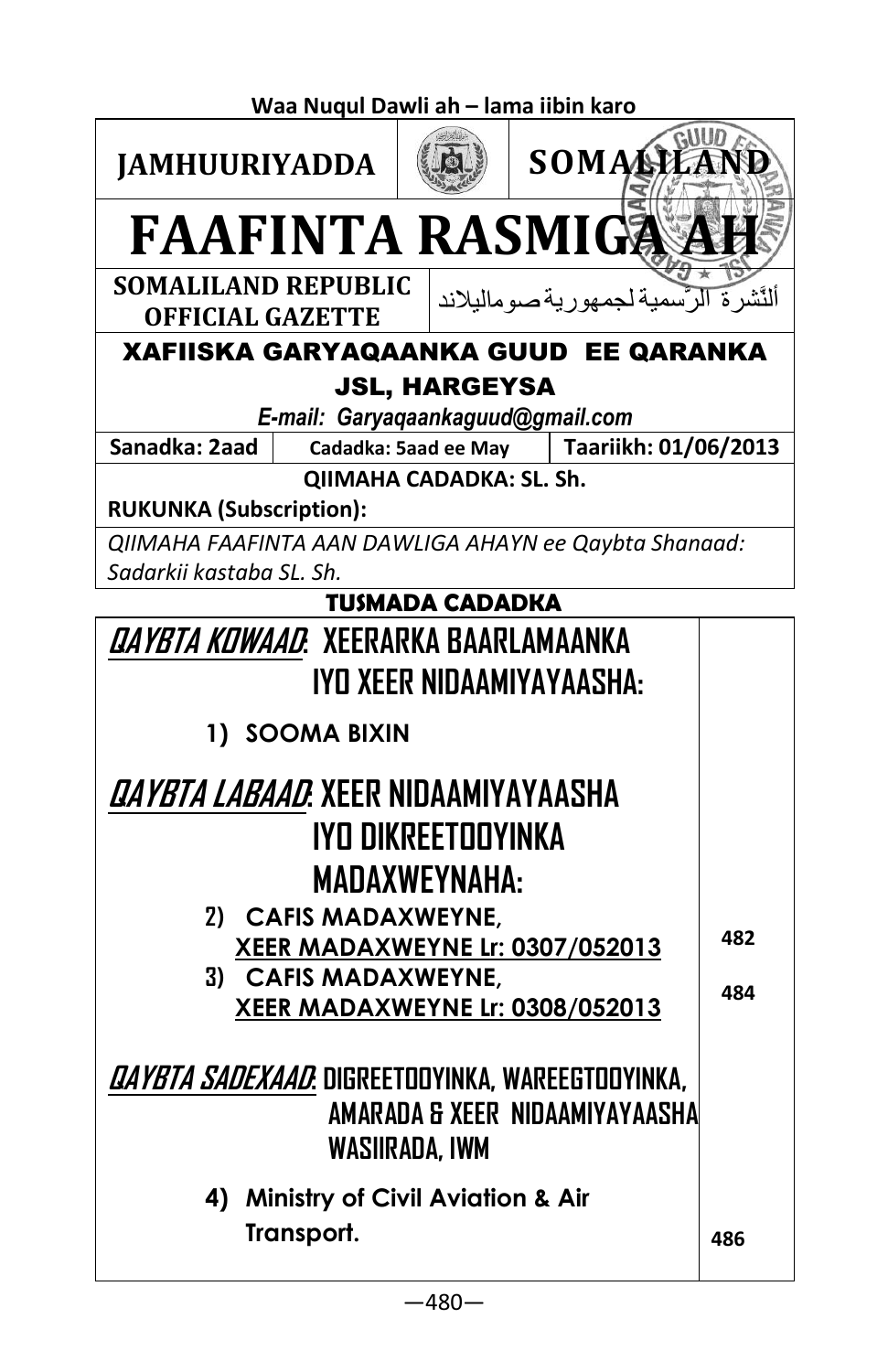**Waa Nuqul Dawli ah – lama iibin karo**

# JAMHUURIYADDA SOMALILAND

# FAAFINTA RASMIGA AH

**SOMALILAND REPUBLIC OFFICIAL GAZETTE**

ألنَّشرة الرّسمية لجمهورية صوماليلاند

## XAFIISKA GARYAQAANKA GUUD EE QARANKA JSL, HARGEYSA

*E-mail: Garyaqaankaguud@gmail.com*

| Sanadka: 2aad | Cadadka: 5aad ee May | Taariikh: 01/06/2013 |
|---|---|---|

**QIIMAHA CADADKA: SL. Sh.**

**RUKUNKA (Subscription):**

*QIIMAHA FAAFINTA AAN DAWLIGA AHAYN ee Qaybta Shanaad: Sadarkii kastaba SL. Sh.*

**TUSMADA CADADKA**

| | |
|---|---|
| ***QAYBTA KOWAAD*: XEERARKA BAARLAMAANKA IYO XEER NIDAAMIYAYAASHA:** | |
| 1) **SOOMA BIXIN** | |
| ***QAYBTA LABAAD*: XEER NIDAAMIYAYAASHA IYO DIKREETOOYINKA MADAXWEYNAHA:** | |
| 2) **CAFIS MADAXWEYNE, XEER MADAXWEYNE Lr: 0307/052013** | 482 |
| 3) **CAFIS MADAXWEYNE, XEER MADAXWEYNE Lr: 0308/052013** | 484 |
| ***QAYBTA SADEXAAD*: DIGREETOOYINKA, WAREEGTOOYINKA, AMARADA & XEER NIDAAMIYAYAASHA WASIIRADA, IWM** | |
| 4) **Ministry of Civil Aviation & Air Transport.** | 486 |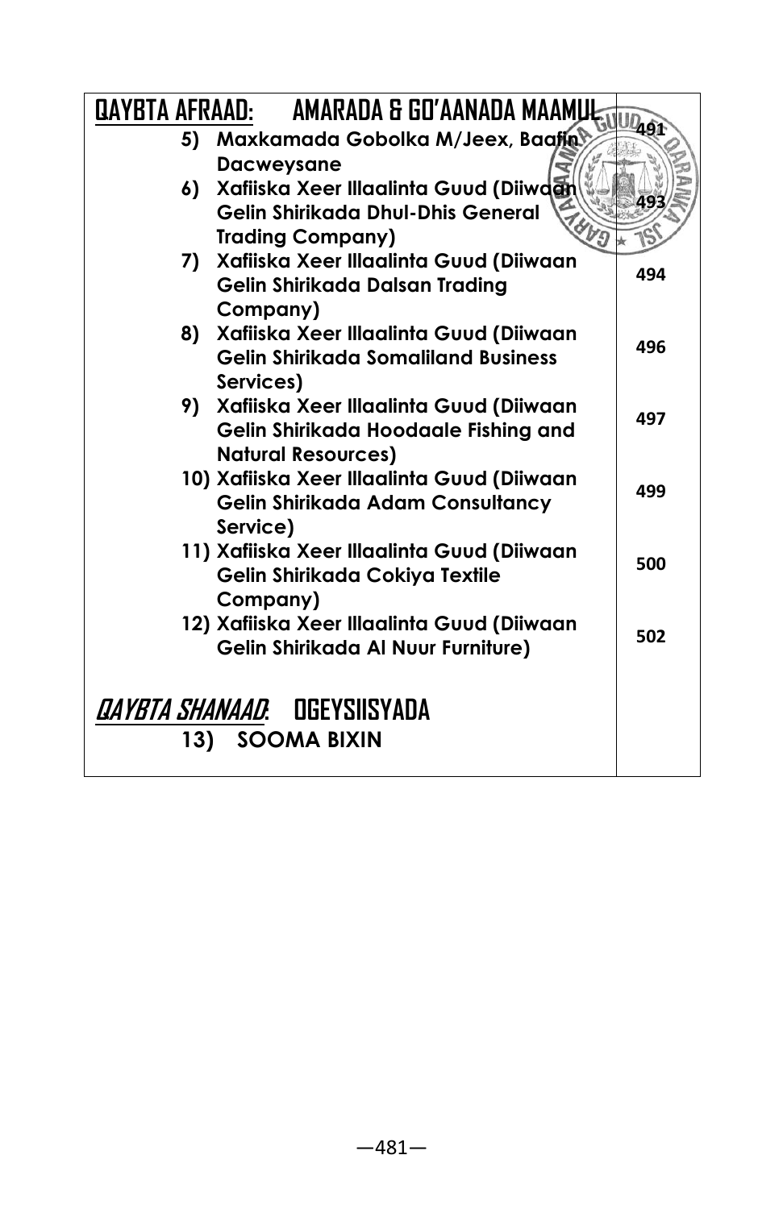| QAYBTA AFRAAD: AMARADA & GO'AANADA MAAMUL | |
| --- | --- |
| 5) Maxkamada Gobolka M/Jeex, Baafin Dacweysane | 491 |
| 6) Xafiiska Xeer Illaalinta Guud (Diiwaan Gelin Shirikada Dhul-Dhis General Trading Company) | 493 |
| 7) Xafiiska Xeer Illaalinta Guud (Diiwaan Gelin Shirikada Dalsan Trading Company) | 494 |
| 8) Xafiiska Xeer Illaalinta Guud (Diiwaan Gelin Shirikada Somaliland Business Services) | 496 |
| 9) Xafiiska Xeer Illaalinta Guud (Diiwaan Gelin Shirikada Hoodaale Fishing and Natural Resources) | 497 |
| 10) Xafiiska Xeer Illaalinta Guud (Diiwaan Gelin Shirikada Adam Consultancy Service) | 499 |
| 11) Xafiiska Xeer Illaalinta Guud (Diiwaan Gelin Shirikada Cokiya Textile Company) | 500 |
| 12) Xafiiska Xeer Illaalinta Guud (Diiwaan Gelin Shirikada Al Nuur Furniture) | 502 |
| ***QAYBTA SHANAAD*: OGEYSIISYADA** | |
| 13) SOOMA BIXIN | |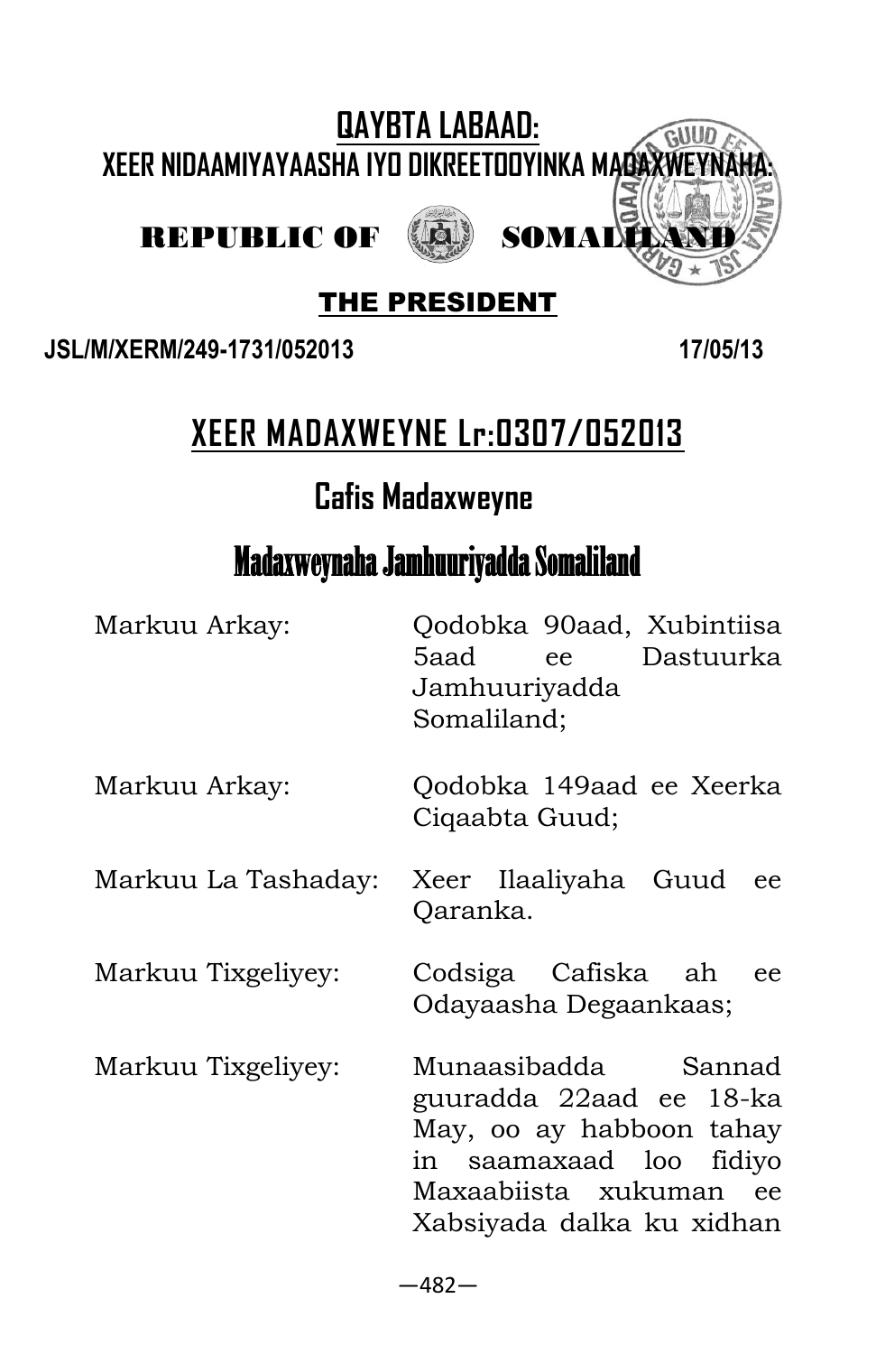# QAYBTA LABAAD:

## XEER NIDAAMIYAYAASHA IYO DIKREETOOYINKA MADAXWEYNAHA:

**REPUBLIC OF SOMALILAND**

**THE PRESIDENT**

**JSL/M/XERM/249-1731/052013** **17/05/13**

## XEER MADAXWEYNE Lr:0307/052013

### Cafis Madaxweyne

### Madaxweynaha Jamhuuriyadda Somaliland

| | |
|---|---|
| Markuu Arkay: | Qodobka 90aad, Xubintiisa 5aad ee Dastuurka Jamhuuriyadda Somaliland; |
| Markuu Arkay: | Qodobka 149aad ee Xeerka Ciqaabta Guud; |
| Markuu La Tashaday: | Xeer Ilaaliyaha Guud ee Qaranka. |
| Markuu Tixgeliyey: | Codsiga Cafiska ah ee Odayaasha Degaankaas; |
| Markuu Tixgeliyey: | Munaasibadda Sannad guuradda 22aad ee 18-ka May, oo ay habboon tahay in saamaxaad loo fidiyo Maxaabiista xukuman ee Xabsiyada dalka ku xidhan |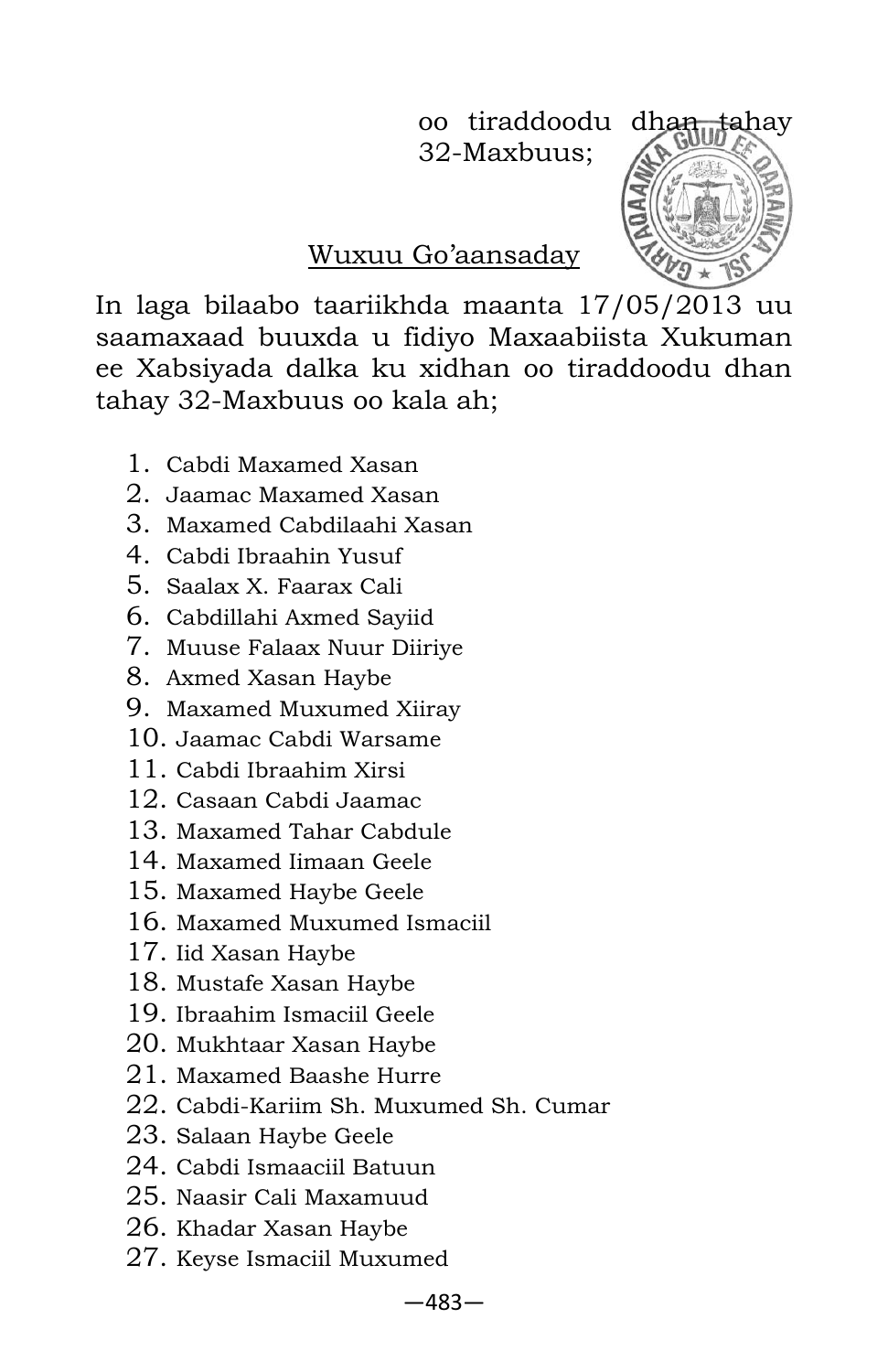oo tiraddoodu dhan tahay 32-Maxbuus;

Wuxuu Go'aansaday

In laga bilaabo taariikhda maanta 17/05/2013 uu saamaxaad buuxda u fidiyo Maxaabiista Xukuman ee Xabsiyada dalka ku xidhan oo tiraddoodu dhan tahay 32-Maxbuus oo kala ah;

1. Cabdi Maxamed Xasan
2. Jaamac Maxamed Xasan
3. Maxamed Cabdilaahi Xasan
4. Cabdi Ibraahin Yusuf
5. Saalax X. Faarax Cali
6. Cabdillahi Axmed Sayiid
7. Muuse Falaax Nuur Diiriye
8. Axmed Xasan Haybe
9. Maxamed Muxumed Xiiray
10. Jaamac Cabdi Warsame
11. Cabdi Ibraahim Xirsi
12. Casaan Cabdi Jaamac
13. Maxamed Tahar Cabdule
14. Maxamed Iimaan Geele
15. Maxamed Haybe Geele
16. Maxamed Muxumed Ismaciil
17. Iid Xasan Haybe
18. Mustafe Xasan Haybe
19. Ibraahim Ismaciil Geele
20. Mukhtaar Xasan Haybe
21. Maxamed Baashe Hurre
22. Cabdi-Kariim Sh. Muxumed Sh. Cumar
23. Salaan Haybe Geele
24. Cabdi Ismaaciil Batuun
25. Naasir Cali Maxamuud
26. Khadar Xasan Haybe
27. Keyse Ismaciil Muxumed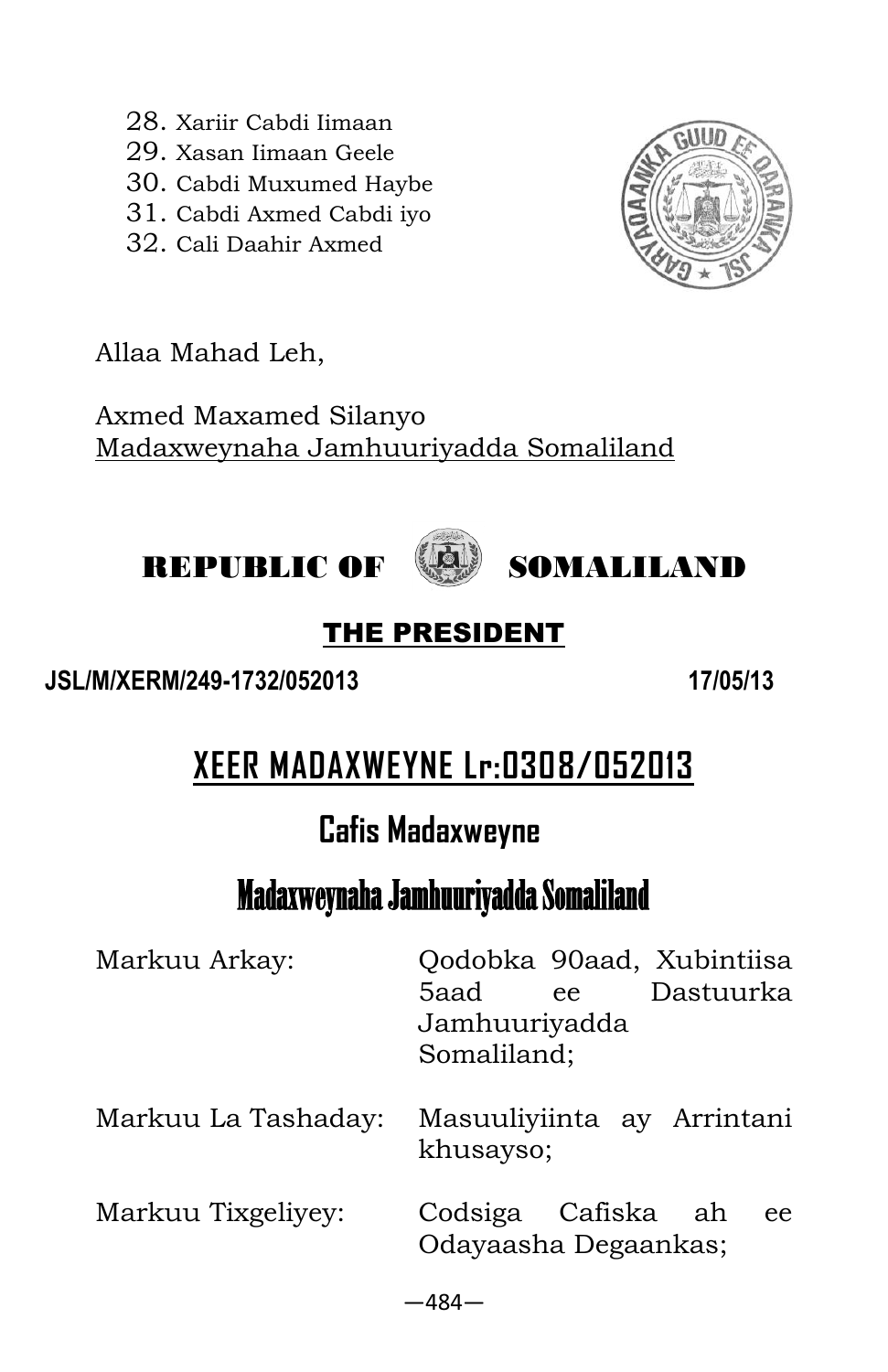28. Xariir Cabdi Iimaan
29. Xasan Iimaan Geele
30. Cabdi Muxumed Haybe
31. Cabdi Axmed Cabdi iyo
32. Cali Daahir Axmed

Allaa Mahad Leh,

Axmed Maxamed Silanyo
Madaxweynaha Jamhuuriyadda Somaliland

**REPUBLIC OF SOMALILAND**

**THE PRESIDENT**

**JSL/M/XERM/249-1732/052013** **17/05/13**

# XEER MADAXWEYNE Lr:0308/052013

## Cafis Madaxweyne

## Madaxweynaha Jamhuuriyadda Somaliland

| | |
|---|---|
| Markuu Arkay: | Qodobka 90aad, Xubintiisa 5aad ee Dastuurka Jamhuuriyadda Somaliland; |
| Markuu La Tashaday: | Masuuliyiinta ay Arrintani khusayso; |
| Markuu Tixgeliyey: | Codsiga Cafiska ah ee Odayaasha Degaankas; |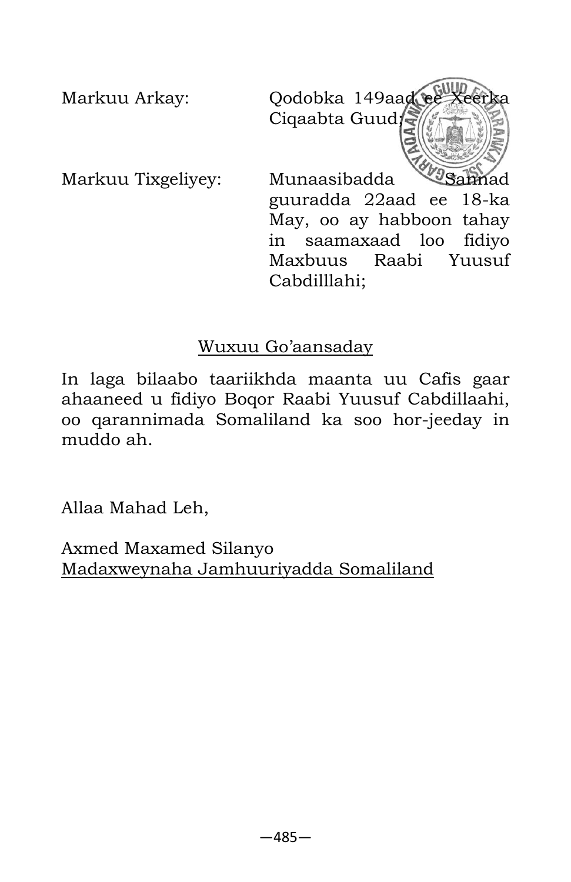Markuu Arkay: Qodobka 149aad ee Xeerka Ciqaabta Guud;

Markuu Tixgeliyey: Munaasibadda Sannad guuradda 22aad ee 18-ka May, oo ay habboon tahay in saamaxaad loo fidiyo Maxbuus Raabi Yuusuf Cabdilllahi;

Wuxuu Go'aansaday

In laga bilaabo taariikhda maanta uu Cafis gaar ahaaneed u fidiyo Boqor Raabi Yuusuf Cabdillaahi, oo qarannimada Somaliland ka soo hor-jeeday in muddo ah.

Allaa Mahad Leh,

Axmed Maxamed Silanyo
Madaxweynaha Jamhuuriyadda Somaliland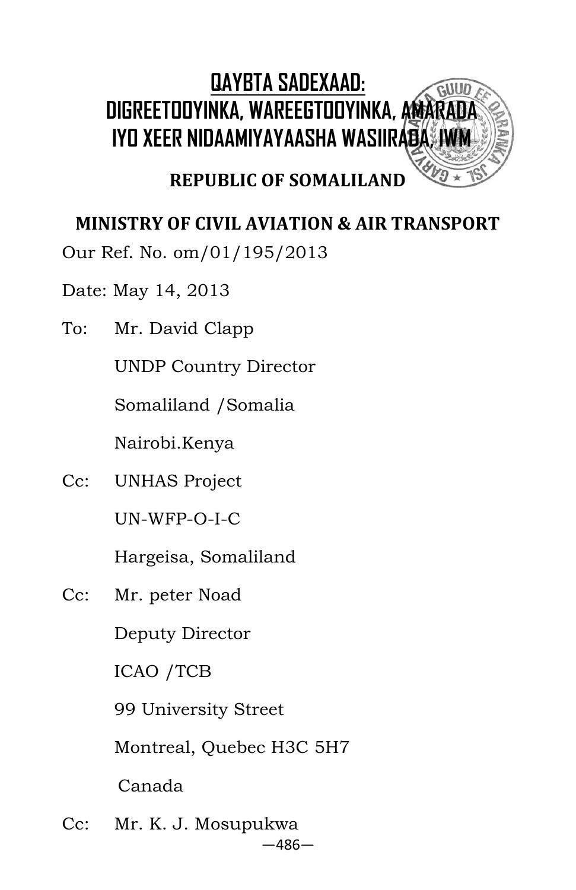# QAYBTA SADEXAAD: DIGREETOOYINKA, WAREEGTOOYINKA, AMARADA IYO XEER NIDAAMIYAYAASHA WASIIRADA, IWM

## REPUBLIC OF SOMALILAND

## MINISTRY OF CIVIL AVIATION & AIR TRANSPORT

Our Ref. No. om/01/195/2013

Date: May 14, 2013

To: Mr. David Clapp

UNDP Country Director

Somaliland /Somalia

Nairobi.Kenya

Cc: UNHAS Project

UN-WFP-O-I-C

Hargeisa, Somaliland

Cc: Mr. peter Noad

Deputy Director

ICAO /TCB

99 University Street

Montreal, Quebec H3C 5H7

Canada

Cc: Mr. K. J. Mosupukwa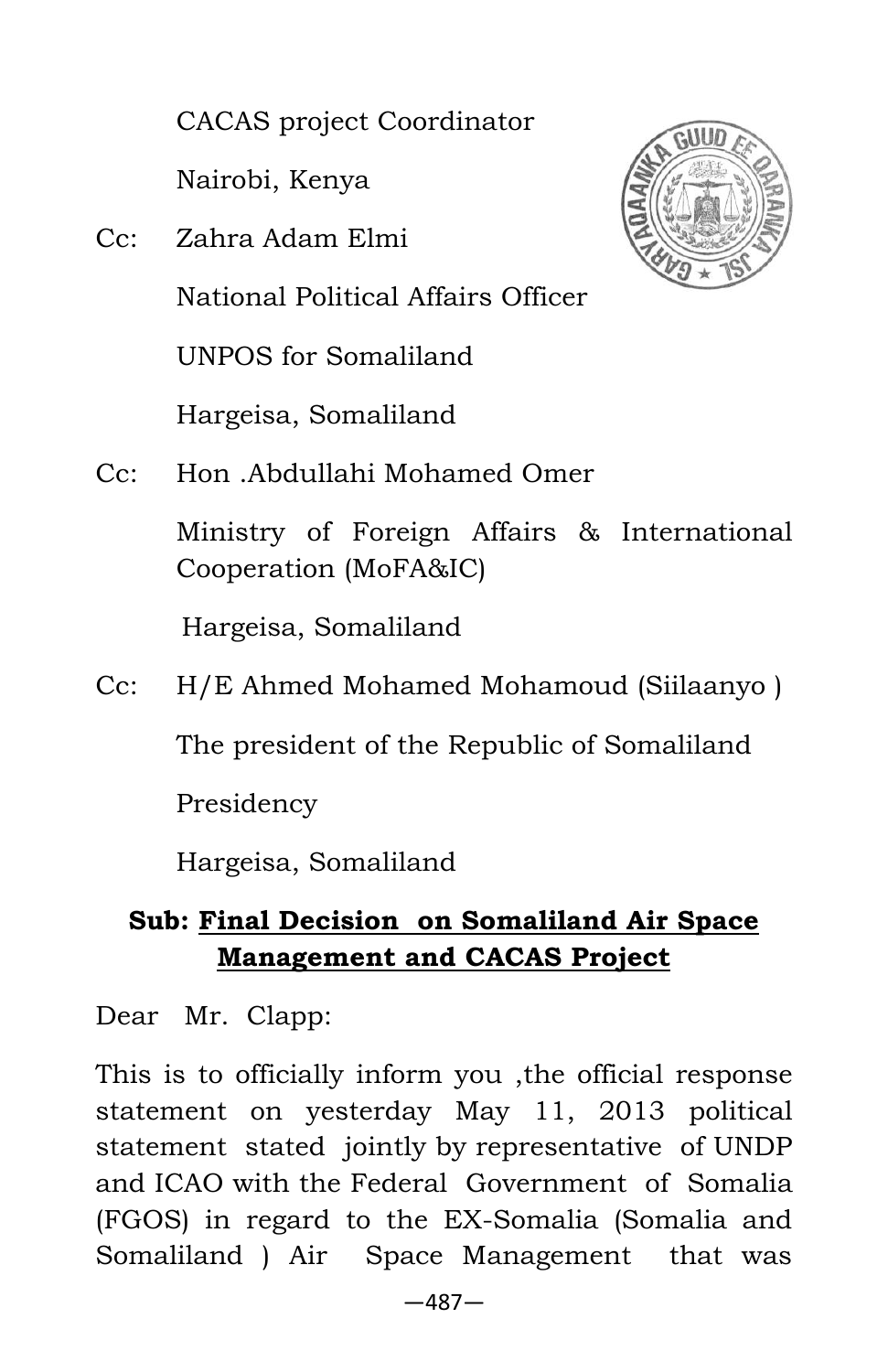CACAS project Coordinator

Nairobi, Kenya

Cc: Zahra Adam Elmi

National Political Affairs Officer

UNPOS for Somaliland

Hargeisa, Somaliland

Cc: Hon .Abdullahi Mohamed Omer

Ministry of Foreign Affairs & International Cooperation (MoFA&IC)

Hargeisa, Somaliland

Cc: H/E Ahmed Mohamed Mohamoud (Siilaanyo )

The president of the Republic of Somaliland

Presidency

Hargeisa, Somaliland

**Sub: <u>Final Decision on Somaliland Air Space Management and CACAS Project</u>**

Dear Mr. Clapp:

This is to officially inform you ,the official response statement on yesterday May 11, 2013 political statement stated jointly by representative of UNDP and ICAO with the Federal Government of Somalia (FGOS) in regard to the EX-Somalia (Somalia and Somaliland ) Air Space Management that was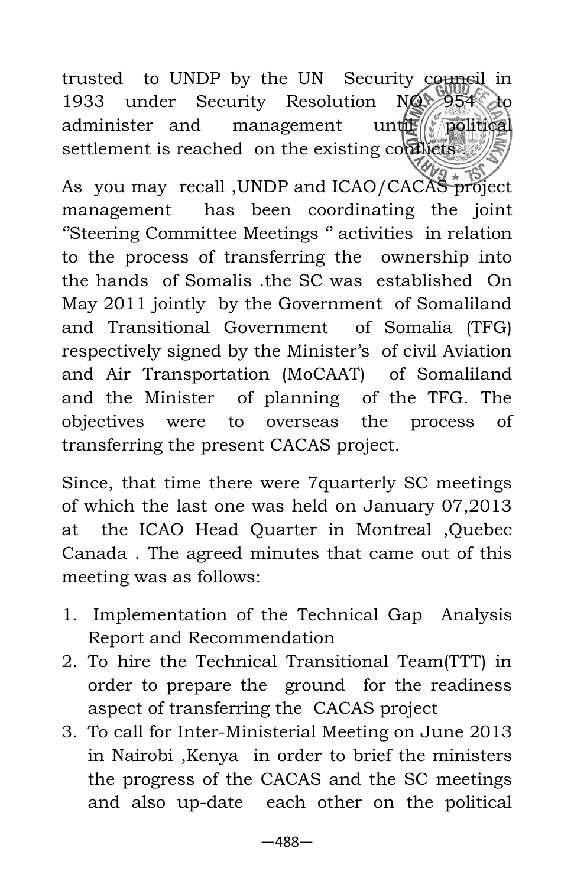trusted to UNDP by the UN Security council in 1933 under Security Resolution NO 954 to administer and management until political settlement is reached on the existing conflicts .

As you may recall ,UNDP and ICAO/CACAS project management has been coordinating the joint ''Steering Committee Meetings '' activities in relation to the process of transferring the ownership into the hands of Somalis .the SC was established On May 2011 jointly by the Government of Somaliland and Transitional Government of Somalia (TFG) respectively signed by the Minister's of civil Aviation and Air Transportation (MoCAAT) of Somaliland and the Minister of planning of the TFG. The objectives were to overseas the process of transferring the present CACAS project.

Since, that time there were 7quarterly SC meetings of which the last one was held on January 07,2013 at the ICAO Head Quarter in Montreal ,Quebec Canada . The agreed minutes that came out of this meeting was as follows:

1. Implementation of the Technical Gap Analysis Report and Recommendation
2. To hire the Technical Transitional Team(TTT) in order to prepare the ground for the readiness aspect of transferring the CACAS project
3. To call for Inter-Ministerial Meeting on June 2013 in Nairobi ,Kenya in order to brief the ministers the progress of the CACAS and the SC meetings and also up-date each other on the political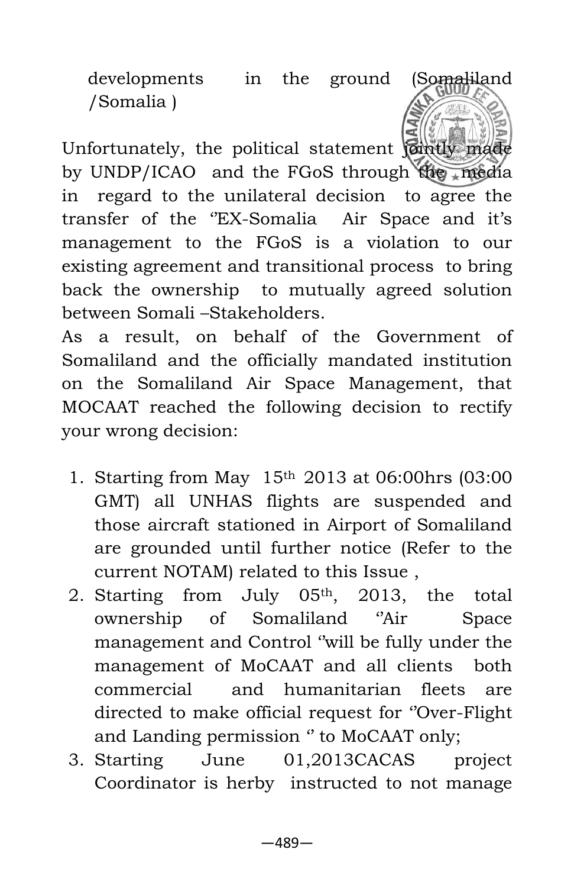developments in the ground (Somaliland /Somalia )

Unfortunately, the political statement jointly made by UNDP/ICAO and the FGoS through the media in regard to the unilateral decision to agree the transfer of the ''EX-Somalia Air Space and it's management to the FGoS is a violation to our existing agreement and transitional process to bring back the ownership to mutually agreed solution between Somali –Stakeholders.

As a result, on behalf of the Government of Somaliland and the officially mandated institution on the Somaliland Air Space Management, that MOCAAT reached the following decision to rectify your wrong decision:

1. Starting from May 15th 2013 at 06:00hrs (03:00 GMT) all UNHAS flights are suspended and those aircraft stationed in Airport of Somaliland are grounded until further notice (Refer to the current NOTAM) related to this Issue ,
2. Starting from July 05th, 2013, the total ownership of Somaliland ''Air Space management and Control ''will be fully under the management of MoCAAT and all clients both commercial and humanitarian fleets are directed to make official request for ''Over-Flight and Landing permission '' to MoCAAT only;
3. Starting June 01,2013CACAS project Coordinator is herby instructed to not manage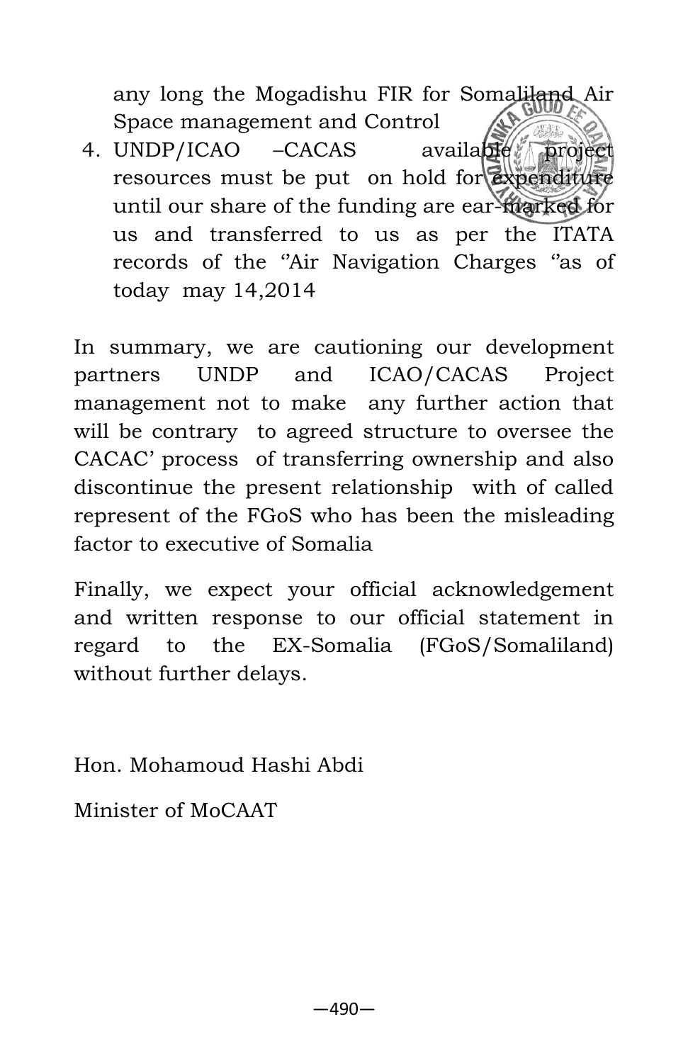any long the Mogadishu FIR for Somaliland Air Space management and Control

4. UNDP/ICAO –CACAS available project resources must be put on hold for expenditure until our share of the funding are ear-marked for us and transferred to us as per the ITATA records of the ''Air Navigation Charges ''as of today may 14,2014

In summary, we are cautioning our development partners UNDP and ICAO/CACAS Project management not to make any further action that will be contrary to agreed structure to oversee the CACAC' process of transferring ownership and also discontinue the present relationship with of called represent of the FGoS who has been the misleading factor to executive of Somalia

Finally, we expect your official acknowledgement and written response to our official statement in regard to the EX-Somalia (FGoS/Somaliland) without further delays.

Hon. Mohamoud Hashi Abdi

Minister of MoCAAT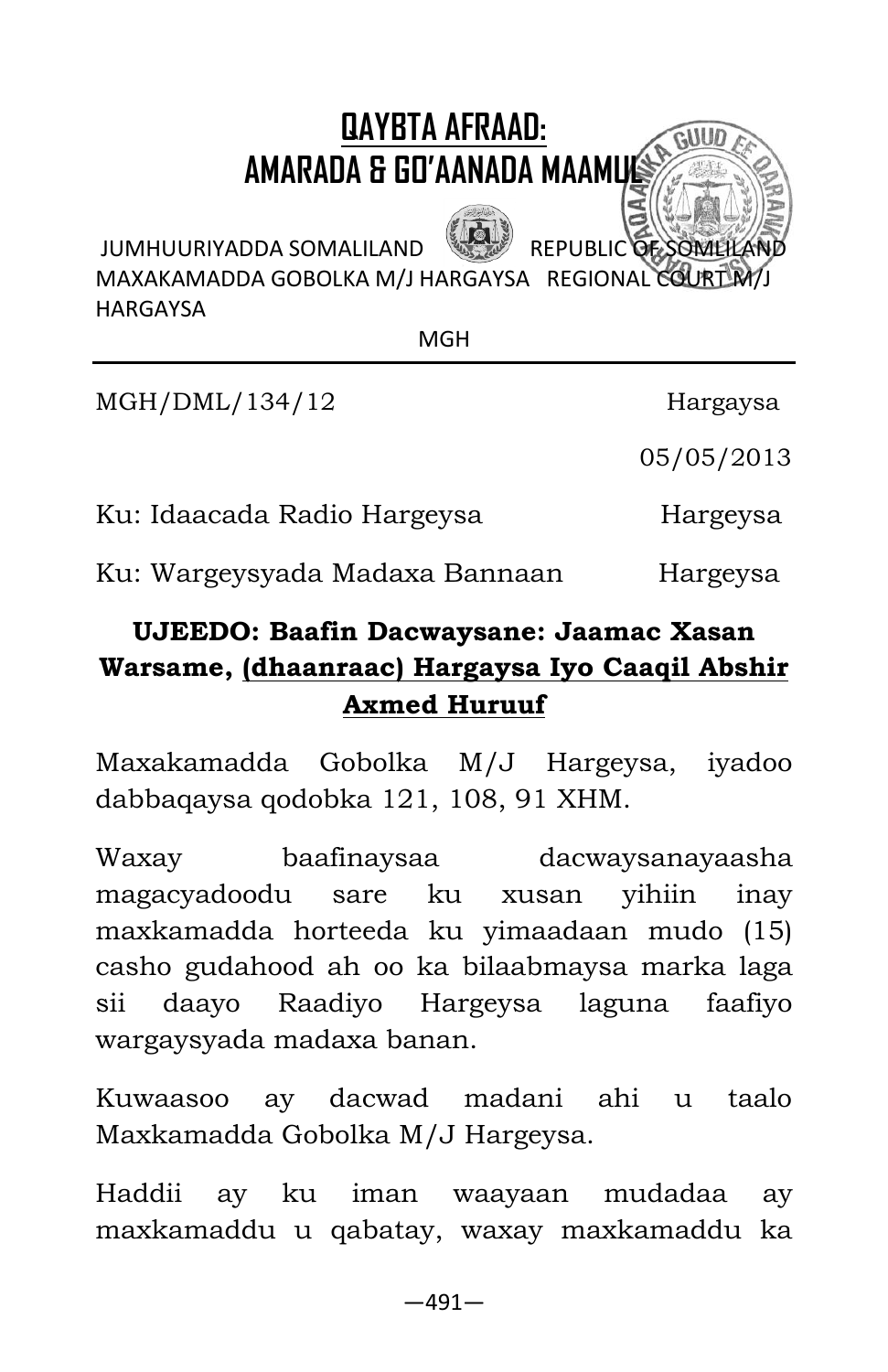# QAYBTA AFRAAD:
# AMARADA & GO'AANADA MAAMUL

JUMHUURIYADDA SOMALILAND REPUBLIC OF SOMLILAND
MAXAKAMADDA GOBOLKA M/J HARGAYSA REGIONAL COURT M/J HARGAYSA

MGH

MGH/DML/134/12 Hargaysa

05/05/2013

Ku: Idaacada Radio Hargeysa Hargeysa

Ku: Wargeysyada Madaxa Bannaan Hargeysa

**UJEEDO: Baafin Dacwaysane: Jaamac Xasan Warsame, <u>(dhaanraac) Hargaysa Iyo Caaqil Abshir Axmed Huruuf</u>**

Maxakamadda Gobolka M/J Hargeysa, iyadoo dabbaqaysa qodobka 121, 108, 91 XHM.

Waxay baafinaysaa dacwaysanayaasha magacyadoodu sare ku xusan yihiin inay maxkamadda horteeda ku yimaadaan mudo (15) casho gudahood ah oo ka bilaabmaysa marka laga sii daayo Raadiyo Hargeysa laguna faafiyo wargaysyada madaxa banan.

Kuwaasoo ay dacwad madani ahi u taalo Maxkamadda Gobolka M/J Hargeysa.

Haddii ay ku iman waayaan mudadaa ay maxkamaddu u qabatay, waxay maxkamaddu ka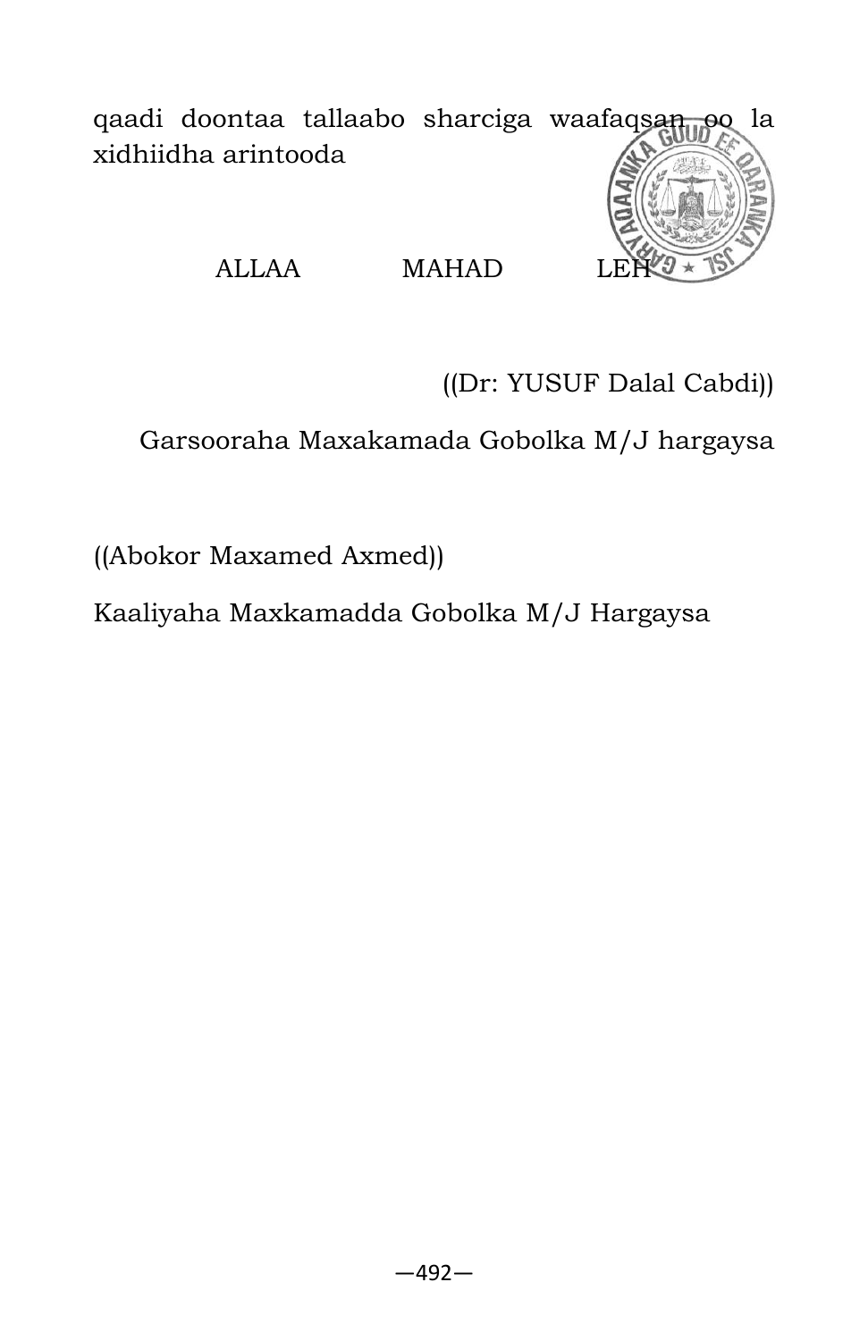qaadi doontaa tallaabo sharciga waafaqsan oo la xidhiidha arintooda

ALLAA MAHAD LEH

((Dr: YUSUF Dalal Cabdi))

Garsooraha Maxakamada Gobolka M/J hargaysa

((Abokor Maxamed Axmed))

Kaaliyaha Maxkamadda Gobolka M/J Hargaysa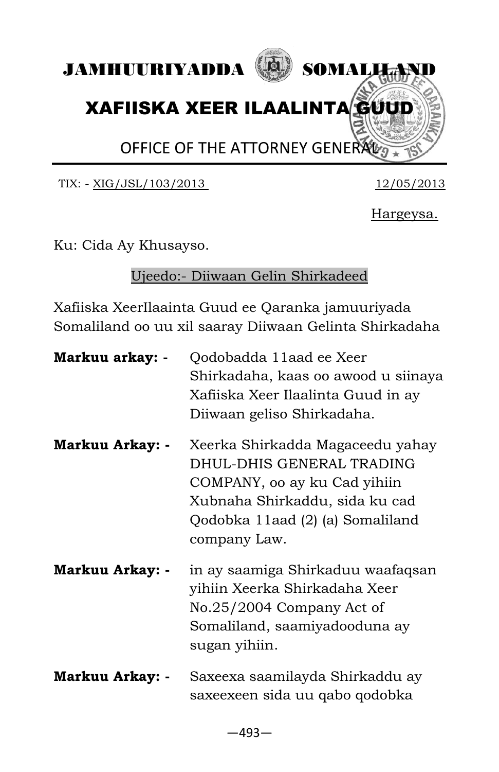# JAMHUURIYADDA SOMALILAND

## XAFIISKA XEER ILAALINTA GUUD

OFFICE OF THE ATTORNEY GENERAL

TIX: - XIG/JSL/103/2013 12/05/2013

Hargeysa.

Ku: Cida Ay Khusayso.

Ujeedo:- Diiwaan Gelin Shirkadeed

Xafiiska XeerIlaainta Guud ee Qaranka jamuuriyada Somaliland oo uu xil saaray Diiwaan Gelinta Shirkadaha

**Markuu arkay: -** Qodobadda 11aad ee Xeer Shirkadaha, kaas oo awood u siinaya Xafiiska Xeer Ilaalinta Guud in ay Diiwaan geliso Shirkadaha.

**Markuu Arkay: -** Xeerka Shirkadda Magaceedu yahay DHUL-DHIS GENERAL TRADING COMPANY, oo ay ku Cad yihiin Xubnaha Shirkaddu, sida ku cad Qodobka 11aad (2) (a) Somaliland company Law.

**Markuu Arkay: -** in ay saamiga Shirkaduu waafaqsan yihiin Xeerka Shirkadaha Xeer No.25/2004 Company Act of Somaliland, saamiyadooduna ay sugan yihiin.

**Markuu Arkay: -** Saxeexa saamilayda Shirkaddu ay saxeexeen sida uu qabo qodobka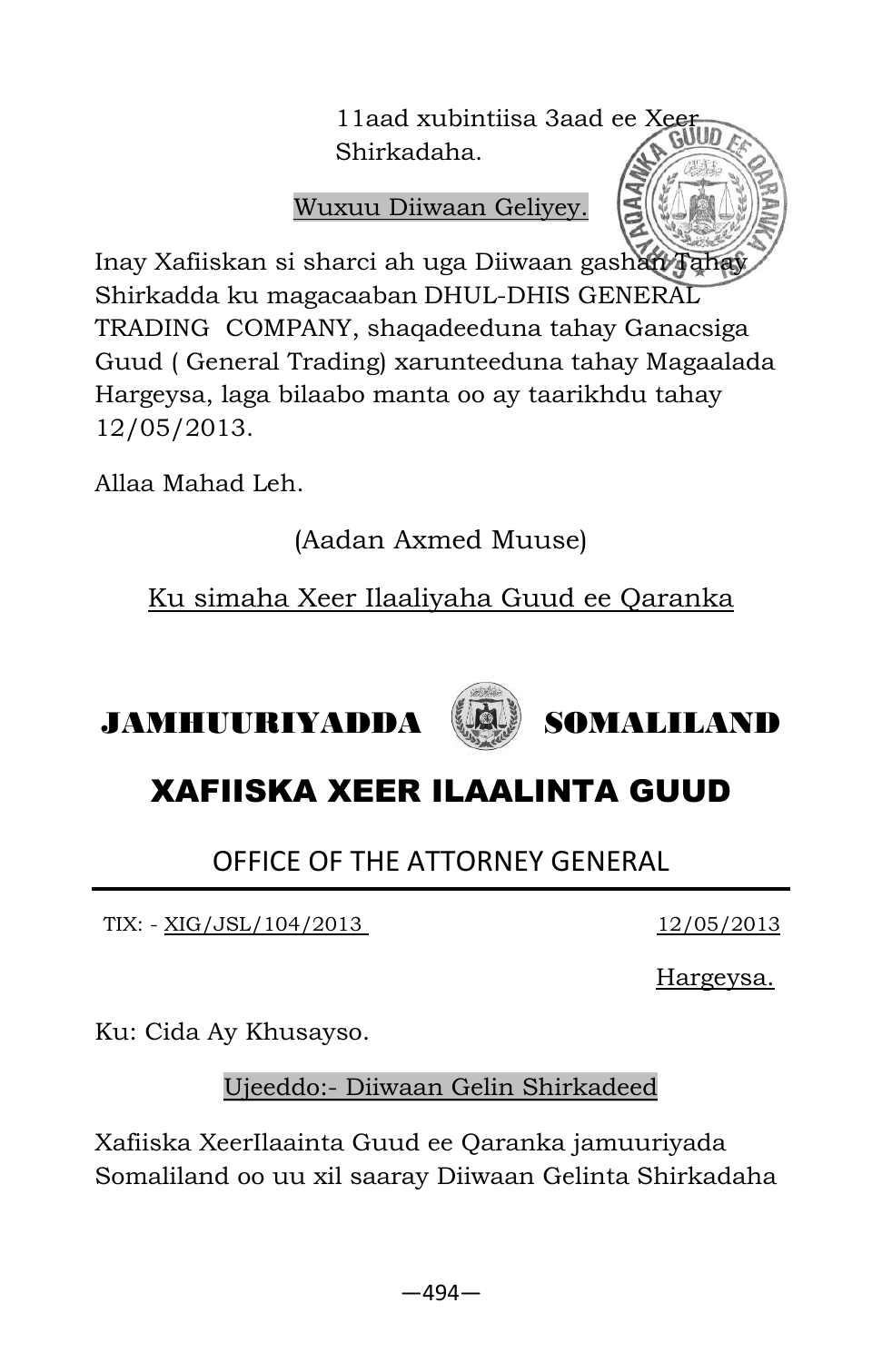11aad xubintiisa 3aad ee Xeer Shirkadaha.

Wuxuu Diiwaan Geliyey.

Inay Xafiiskan si sharci ah uga Diiwaan gashan Tahay Shirkadda ku magacaaban DHUL-DHIS GENERAL TRADING COMPANY, shaqadeeduna tahay Ganacsiga Guud ( General Trading) xarunteeduna tahay Magaalada Hargeysa, laga bilaabo manta oo ay taarikhdu tahay 12/05/2013.

Allaa Mahad Leh.

(Aadan Axmed Muuse)

Ku simaha Xeer Ilaaliyaha Guud ee Qaranka

# JAMHUURIYADDA SOMALILAND

## XAFIISKA XEER ILAALINTA GUUD

OFFICE OF THE ATTORNEY GENERAL

TIX: - XIG/JSL/104/2013 12/05/2013

Hargeysa.

Ku: Cida Ay Khusayso.

Ujeeddo:- Diiwaan Gelin Shirkadeed

Xafiiska XeerIlaainta Guud ee Qaranka jamuuriyada Somaliland oo uu xil saaray Diiwaan Gelinta Shirkadaha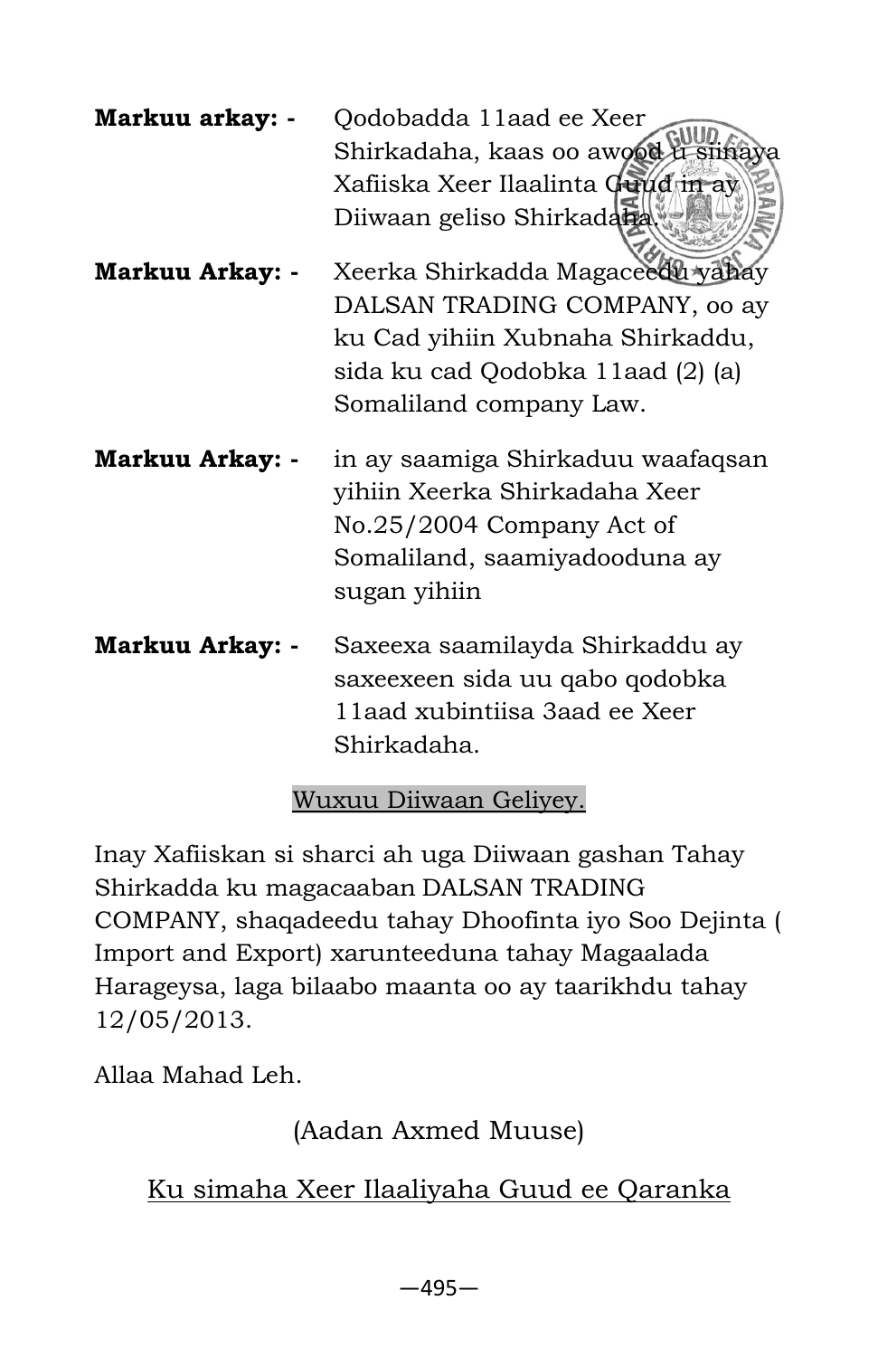**Markkuu arkay: -** Qodobadda 11aad ee Xeer Shirkadaha, kaas oo awood u siinaya Xafiiska Xeer Ilaalinta Guud in ay Diiwaan geliso Shirkadaha.

**Markuu Arkay: -** Xeerka Shirkadda Magaceedu yahay DALSAN TRADING COMPANY, oo ay ku Cad yihiin Xubnaha Shirkaddu, sida ku cad Qodobka 11aad (2) (a) Somaliland company Law.

**Markuu Arkay: -** in ay saamiga Shirkaduu waafaqsan yihiin Xeerka Shirkadaha Xeer No.25/2004 Company Act of Somaliland, saamiyadooduna ay sugan yihiin

**Markuu Arkay: -** Saxeexa saamilayda Shirkaddu ay saxeexeen sida uu qabo qodobka 11aad xubintiisa 3aad ee Xeer Shirkadaha.

Wuxuu Diiwaan Geliyey.

Inay Xafiiskan si sharci ah uga Diiwaan gashan Tahay Shirkadda ku magacaaban DALSAN TRADING COMPANY, shaqadeedu tahay Dhoofinta iyo Soo Dejinta ( Import and Export) xarunteeduna tahay Magaalada Harageysa, laga bilaabo maanta oo ay taarikhdu tahay 12/05/2013.

Allaa Mahad Leh.

(Aadan Axmed Muuse)

Ku simaha Xeer Ilaaliyaha Guud ee Qaranka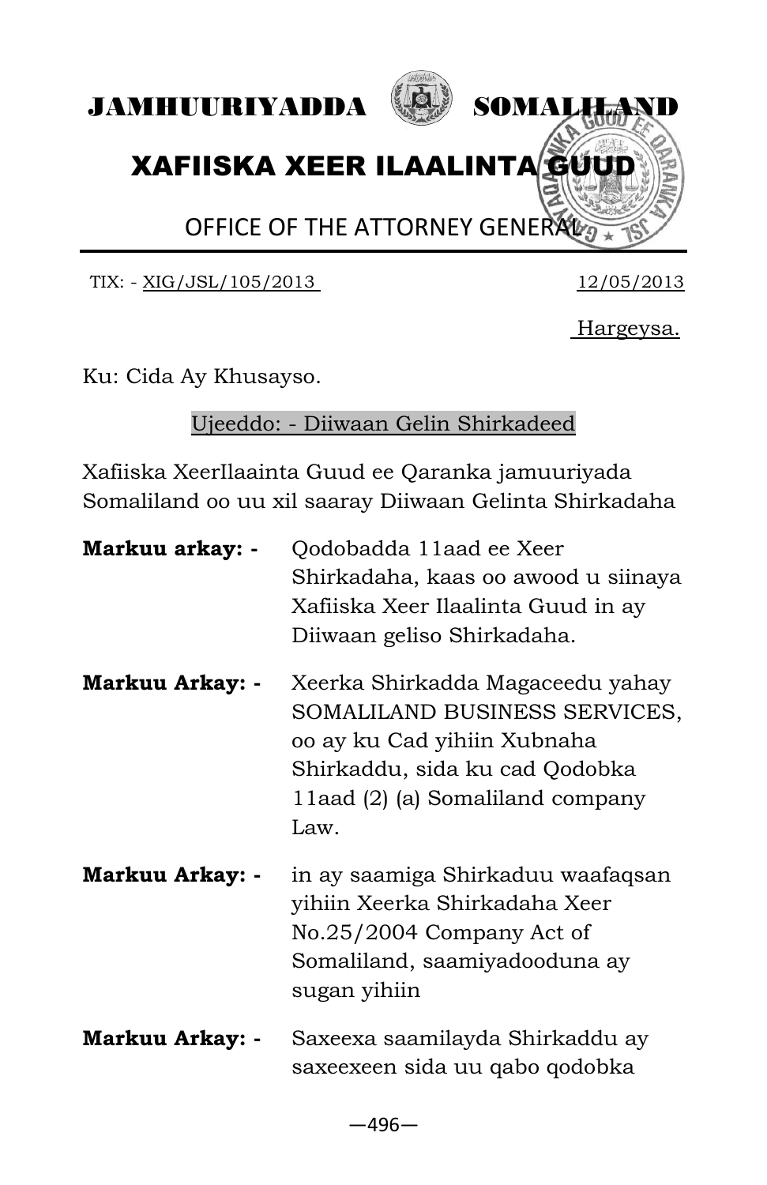# JAMHUURIYADDA SOMALILAND

## XAFIISKA XEER ILAALINTA GUUD

OFFICE OF THE ATTORNEY GENERAL

TIX: - XIG/JSL/105/2013 12/05/2013

Hargeysa.

Ku: Cida Ay Khusayso.

Ujeeddo: - Diiwaan Gelin Shirkadeed

Xafiiska XeerIlaainta Guud ee Qaranka jamuuriyada Somaliland oo uu xil saaray Diiwaan Gelinta Shirkadaha

**Markuu arkay: -** Qodobadda 11aad ee Xeer Shirkadaha, kaas oo awood u siinaya Xafiiska Xeer Ilaalinta Guud in ay Diiwaan geliso Shirkadaha.

**Markuu Arkay: -** Xeerka Shirkadda Magaceedu yahay SOMALILAND BUSINESS SERVICES, oo ay ku Cad yihiin Xubnaha Shirkaddu, sida ku cad Qodobka 11aad (2) (a) Somaliland company Law.

**Markuu Arkay: -** in ay saamiga Shirkaduu waafaqsan yihiin Xeerka Shirkadaha Xeer No.25/2004 Company Act of Somaliland, saamiyadooduna ay sugan yihiin

**Markuu Arkay: -** Saxeexa saamilayda Shirkaddu ay saxeexeen sida uu qabo qodobka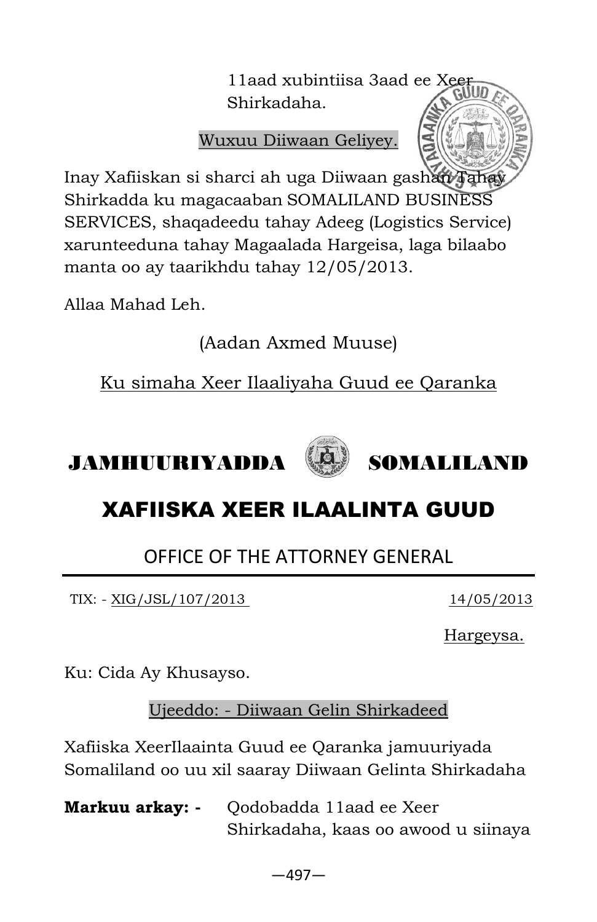11aad xubintiisa 3aad ee Xeer Shirkadaha.

Wuxuu Diiwaan Geliyey.

Inay Xafiiskan si sharci ah uga Diiwaan gashan Tahay Shirkadda ku magacaaban SOMALILAND BUSINESS SERVICES, shaqadeedu tahay Adeeg (Logistics Service) xarunteeduna tahay Magaalada Hargeisa, laga bilaabo manta oo ay taarikhdu tahay 12/05/2013.

Allaa Mahad Leh.

(Aadan Axmed Muuse)

Ku simaha Xeer Ilaaliyaha Guud ee Qaranka

# JAMHUURIYADDA SOMALILAND

# XAFIISKA XEER ILAALINTA GUUD

## OFFICE OF THE ATTORNEY GENERAL

TIX: - XIG/JSL/107/2013 14/05/2013

Hargeysa.

Ku: Cida Ay Khusayso.

Ujeeddo: - Diiwaan Gelin Shirkadeed

Xafiiska XeerIlaainta Guud ee Qaranka jamuuriyada Somaliland oo uu xil saaray Diiwaan Gelinta Shirkadaha

**Markuu arkay: -** Qodobadda 11aad ee Xeer Shirkadaha, kaas oo awood u siinaya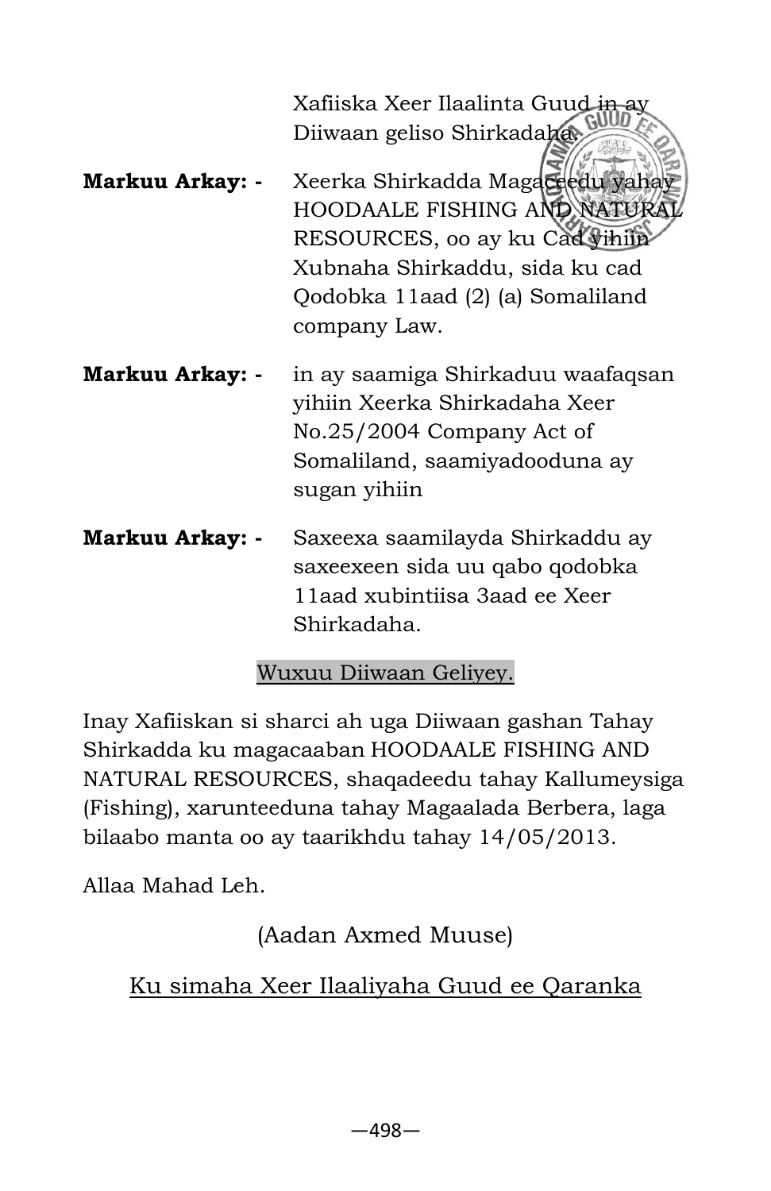Xafiiska Xeer Ilaalinta Guud in ay Diiwaan geliso Shirkadaha.

**Markuu Arkay: -** Xeerka Shirkadda Magaceedu yahay HOODAALE FISHING AND NATURAL RESOURCES, oo ay ku Cad yihiin Xubnaha Shirkaddu, sida ku cad Qodobka 11aad (2) (a) Somaliland company Law.

**Markuu Arkay: -** in ay saamiga Shirkaduu waafaqsan yihiin Xeerka Shirkadaha Xeer No.25/2004 Company Act of Somaliland, saamiyadooduna ay sugan yihiin

**Markuu Arkay: -** Saxeexa saamilayda Shirkaddu ay saxeexeen sida uu qabo qodobka 11aad xubintiisa 3aad ee Xeer Shirkadaha.

<u>Wuxuu Diiwaan Geliyey.</u>

Inay Xafiiskan si sharci ah uga Diiwaan gashan Tahay Shirkadda ku magacaaban HOODAALE FISHING AND NATURAL RESOURCES, shaqadeedu tahay Kallumeysiga (Fishing), xarunteeduna tahay Magaalada Berbera, laga bilaabo manta oo ay taarikhdu tahay 14/05/2013.

Allaa Mahad Leh.

(Aadan Axmed Muuse)

<u>Ku simaha Xeer Ilaaliyaha Guud ee Qaranka</u>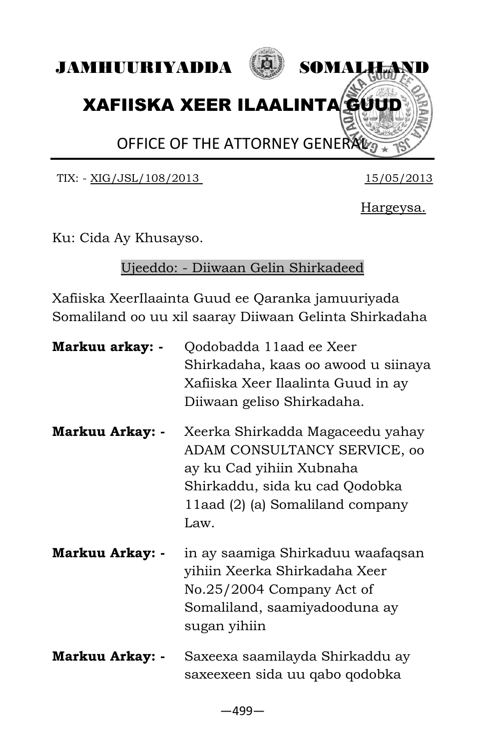# JAMHUURIYADDA SOMALILAND

## XAFIISKA XEER ILAALINTA GUUD

OFFICE OF THE ATTORNEY GENERAL

TIX: - XIG/JSL/108/2013 15/05/2013

Hargeysa.

Ku: Cida Ay Khusayso.

Ujeeddo: - Diiwaan Gelin Shirkadeed

Xafiiska XeerIlaainta Guud ee Qaranka jamuuriyada Somaliland oo uu xil saaray Diiwaan Gelinta Shirkadaha

**Markuu arkay: -** Qodobadda 11aad ee Xeer Shirkadaha, kaas oo awood u siinaya Xafiiska Xeer Ilaalinta Guud in ay Diiwaan geliso Shirkadaha.

**Markuu Arkay: -** Xeerka Shirkadda Magaceedu yahay ADAM CONSULTANCY SERVICE, oo ay ku Cad yihiin Xubnaha Shirkaddu, sida ku cad Qodobka 11aad (2) (a) Somaliland company Law.

**Markuu Arkay: -** in ay saamiga Shirkaduu waafaqsan yihiin Xeerka Shirkadaha Xeer No.25/2004 Company Act of Somaliland, saamiyadooduna ay sugan yihiin

**Markuu Arkay: -** Saxeexa saamilayda Shirkaddu ay saxeexeen sida uu qabo qodobka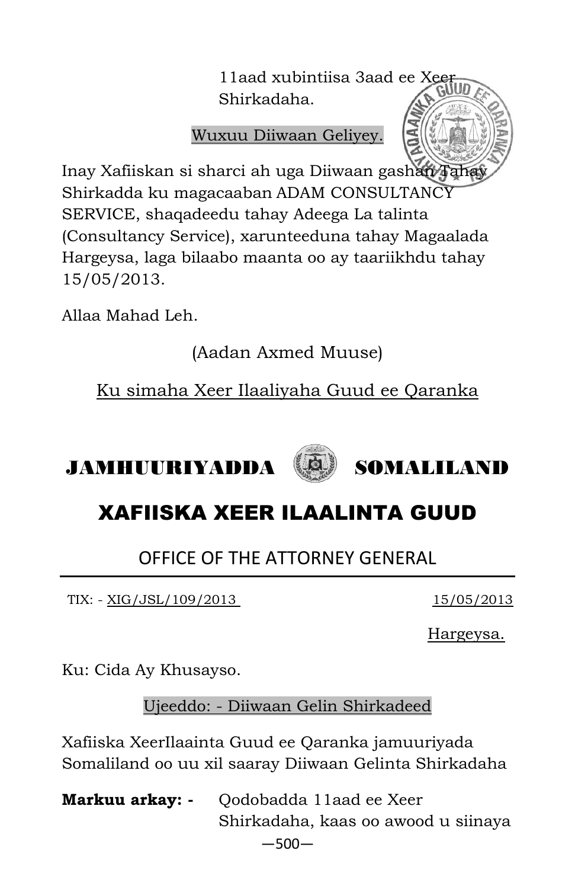11aad xubintiisa 3aad ee Xeer Shirkadaha.

Wuxuu Diiwaan Geliyey.

Inay Xafiiskan si sharci ah uga Diiwaan gashan Tahay Shirkadda ku magacaaban ADAM CONSULTANCY SERVICE, shaqadeedu tahay Adeega La talinta (Consultancy Service), xarunteeduna tahay Magaalada Hargeysa, laga bilaabo maanta oo ay taariikhdu tahay 15/05/2013.

Allaa Mahad Leh.

(Aadan Axmed Muuse)

Ku simaha Xeer Ilaaliyaha Guud ee Qaranka

# JAMHUURIYADDA SOMALILAND

## XAFIISKA XEER ILAALINTA GUUD

OFFICE OF THE ATTORNEY GENERAL

TIX: - XIG/JSL/109/2013 15/05/2013

Hargeysa.

Ku: Cida Ay Khusayso.

Ujeeddo: - Diiwaan Gelin Shirkadeed

Xafiiska XeerIlaainta Guud ee Qaranka jamuuriyada Somaliland oo uu xil saaray Diiwaan Gelinta Shirkadaha

**Markuu arkay: -** Qodobadda 11aad ee Xeer Shirkadaha, kaas oo awood u siinaya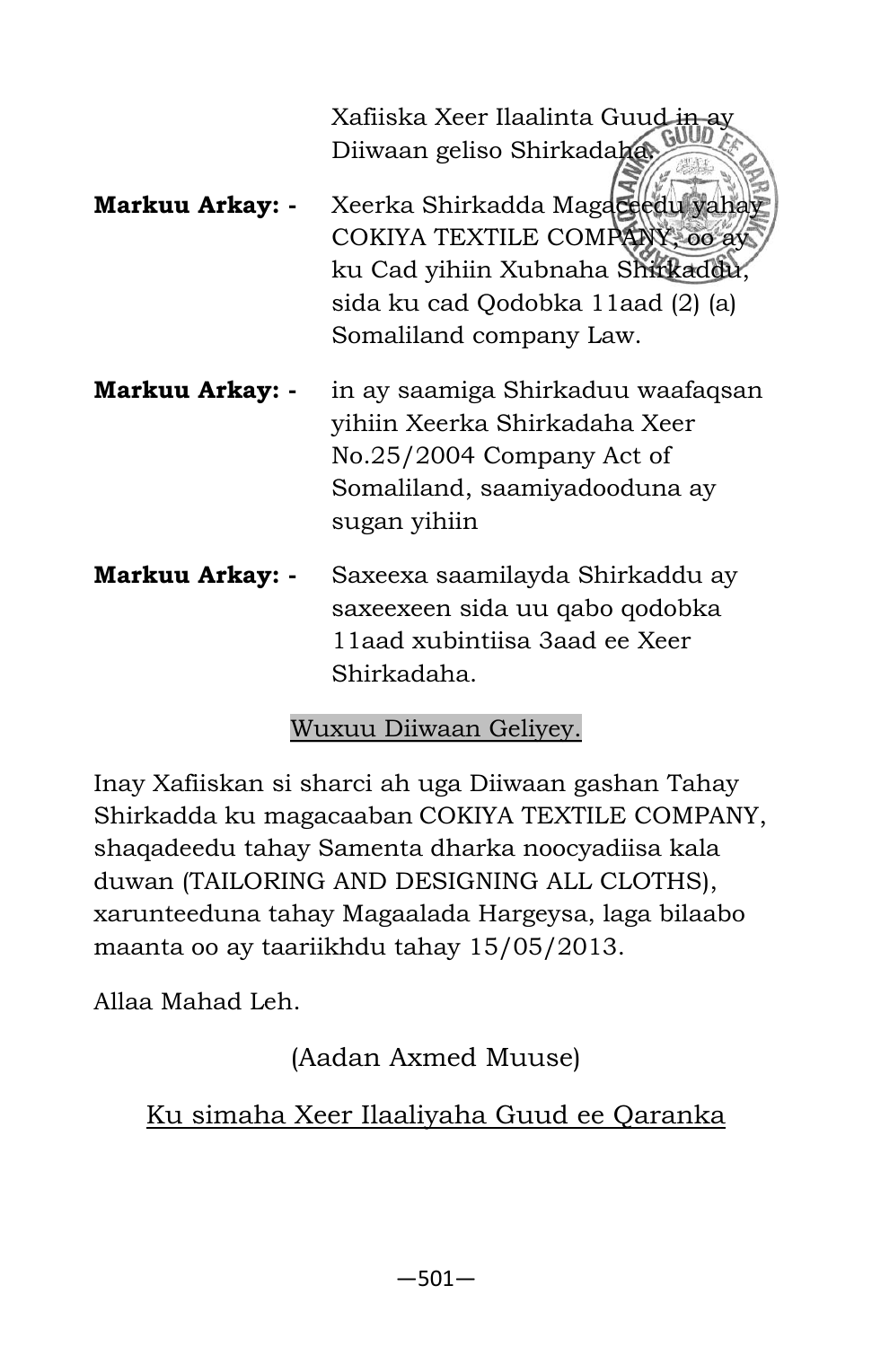Xafiiska Xeer Ilaalinta Guud in ay Diiwaan geliso Shirkadaha.

**Markuu Arkay: -** Xeerka Shirkadda Magaceedu yahay COKIYA TEXTILE COMPANY, oo ay ku Cad yihiin Xubnaha Shirkaddu, sida ku cad Qodobka 11aad (2) (a) Somaliland company Law.

**Markuu Arkay: -** in ay saamiga Shirkaduu waafaqsan yihiin Xeerka Shirkadaha Xeer No.25/2004 Company Act of Somaliland, saamiyadooduna ay sugan yihiin

**Markuu Arkay: -** Saxeexa saamilayda Shirkaddu ay saxeexeen sida uu qabo qodobka 11aad xubintiisa 3aad ee Xeer Shirkadaha.

Wuxuu Diiwaan Geliyey.

Inay Xafiiskan si sharci ah uga Diiwaan gashan Tahay Shirkadda ku magacaaban COKIYA TEXTILE COMPANY, shaqadeedu tahay Samenta dharka noocyadiisa kala duwan (TAILORING AND DESIGNING ALL CLOTHS), xarunteeduna tahay Magaalada Hargeysa, laga bilaabo maanta oo ay taariikhdu tahay 15/05/2013.

Allaa Mahad Leh.

(Aadan Axmed Muuse)

Ku simaha Xeer Ilaaliyaha Guud ee Qaranka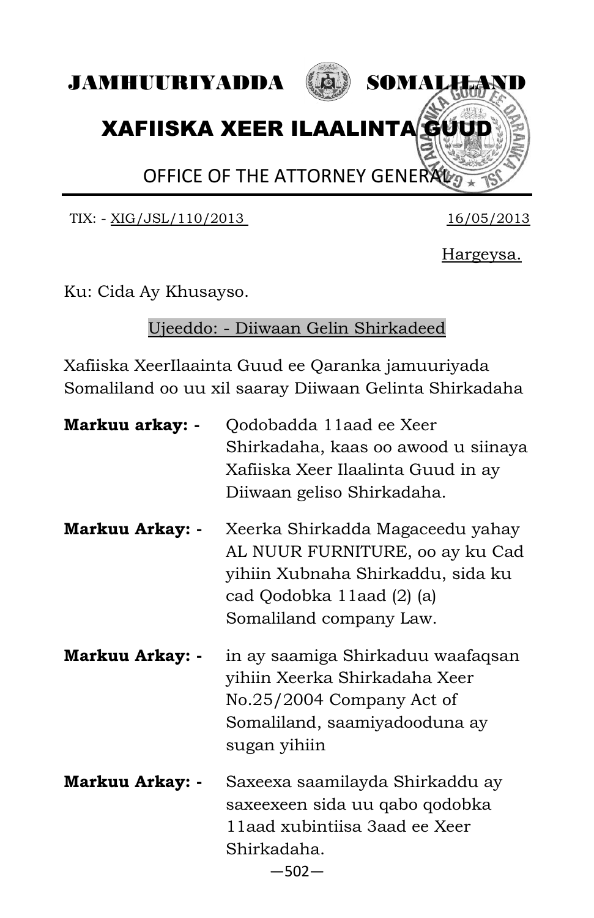# JAMHUURIYADDA SOMALILAND

## XAFIISKA XEER ILAALINTA GUUD

OFFICE OF THE ATTORNEY GENERAL

TIX: - XIG/JSL/110/2013 16/05/2013

Hargeysa.

Ku: Cida Ay Khusayso.

Ujeeddo: - Diiwaan Gelin Shirkadeed

Xafiiska XeerIlaainta Guud ee Qaranka jamuuriyada Somaliland oo uu xil saaray Diiwaan Gelinta Shirkadaha

**Markuu arkay: -** Qodobadda 11aad ee Xeer Shirkadaha, kaas oo awood u siinaya Xafiiska Xeer Ilaalinta Guud in ay Diiwaan geliso Shirkadaha.

**Markuu Arkay: -** Xeerka Shirkadda Magaceedu yahay AL NUUR FURNITURE, oo ay ku Cad yihiin Xubnaha Shirkaddu, sida ku cad Qodobka 11aad (2) (a) Somaliland company Law.

**Markuu Arkay: -** in ay saamiga Shirkaduu waafaqsan yihiin Xeerka Shirkadaha Xeer No.25/2004 Company Act of Somaliland, saamiyadooduna ay sugan yihiin

**Markuu Arkay: -** Saxeexa saamilayda Shirkaddu ay saxeexeen sida uu qabo qodobka 11aad xubintiisa 3aad ee Xeer Shirkadaha.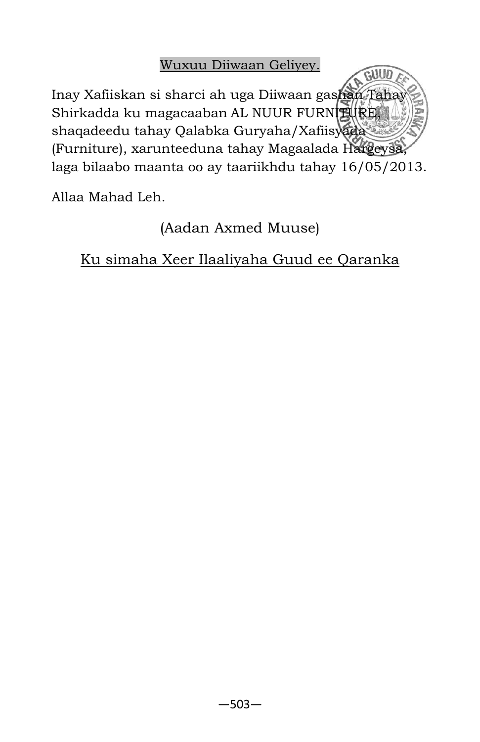Wuxuu Diiwaan Geliyey.

Inay Xafiiskan si sharci ah uga Diiwaan gashan Tahay Shirkadda ku magacaaban AL NUUR FURNITURE, shaqadeedu tahay Qalabka Guryaha/Xafiisyada (Furniture), xarunteeduna tahay Magaalada Hargeysa, laga bilaabo maanta oo ay taariikhdu tahay 16/05/2013.

Allaa Mahad Leh.

(Aadan Axmed Muuse)

Ku simaha Xeer Ilaaliyaha Guud ee Qaranka